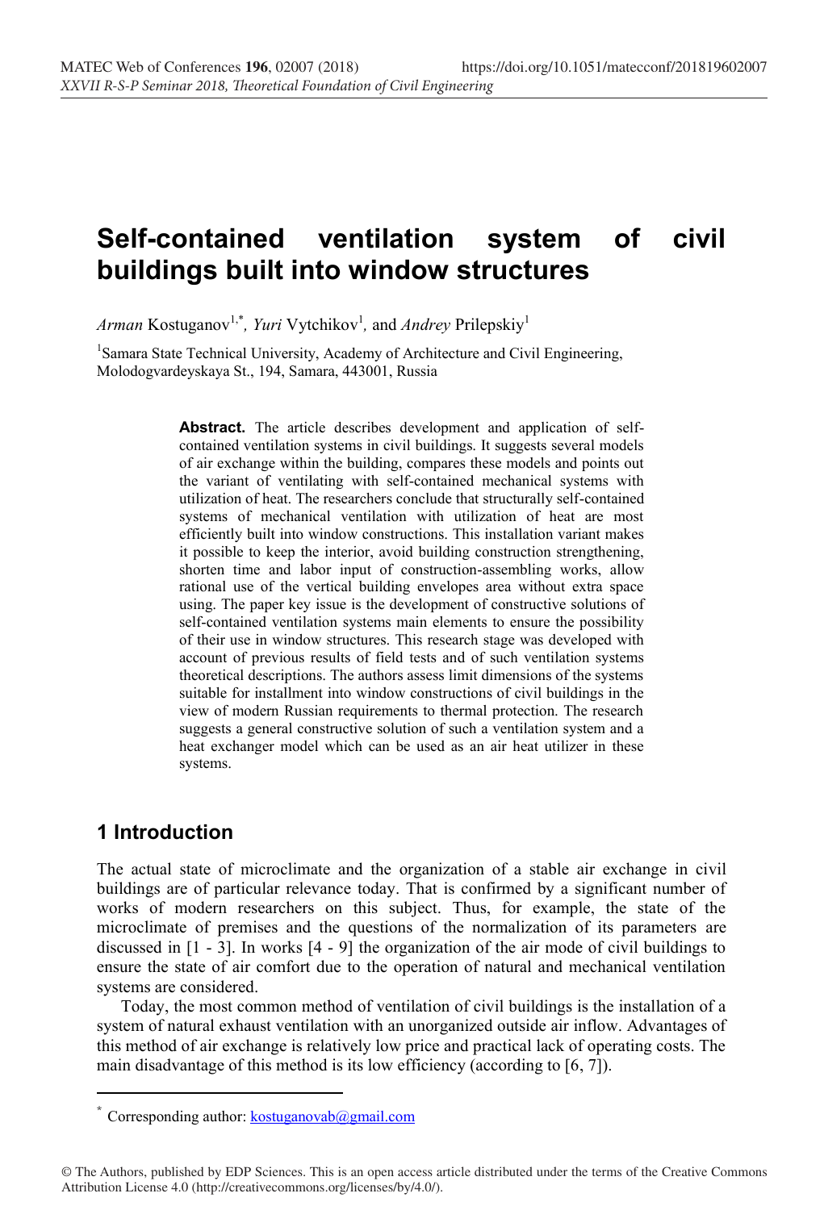# Self-contained ventilation system of civil buildings built into window structures

*Arman* Kostuganov[1,*], *Yuri* Vytchikov[1], and *Andrey* Prilepskiy[1]

[1]Samara State Technical University, Academy of Architecture and Civil Engineering, Molodogvardeyskaya St., 194, Samara, 443001, Russia

**Abstract.** The article describes development and application of self-contained ventilation systems in civil buildings. It suggests several models of air exchange within the building, compares these models and points out the variant of ventilating with self-contained mechanical systems with utilization of heat. The researchers conclude that structurally self-contained systems of mechanical ventilation with utilization of heat are most efficiently built into window constructions. This installation variant makes it possible to keep the interior, avoid building construction strengthening, shorten time and labor input of construction-assembling works, allow rational use of the vertical building envelopes area without extra space using. The paper key issue is the development of constructive solutions of self-contained ventilation systems main elements to ensure the possibility of their use in window structures. This research stage was developed with account of previous results of field tests and of such ventilation systems theoretical descriptions. The authors assess limit dimensions of the systems suitable for installment into window constructions of civil buildings in the view of modern Russian requirements to thermal protection. The research suggests a general constructive solution of such a ventilation system and a heat exchanger model which can be used as an air heat utilizer in these systems.

## 1 Introduction

The actual state of microclimate and the organization of a stable air exchange in civil buildings are of particular relevance today. That is confirmed by a significant number of works of modern researchers on this subject. Thus, for example, the state of the microclimate of premises and the questions of the normalization of its parameters are discussed in [1 - 3]. In works [4 - 9] the organization of the air mode of civil buildings to ensure the state of air comfort due to the operation of natural and mechanical ventilation systems are considered.

Today, the most common method of ventilation of civil buildings is the installation of a system of natural exhaust ventilation with an unorganized outside air inflow. Advantages of this method of air exchange is relatively low price and practical lack of operating costs. The main disadvantage of this method is its low efficiency (according to [6, 7]).

[*] Corresponding author: kostuganovab@gmail.com

© The Authors, published by EDP Sciences. This is an open access article distributed under the terms of the Creative Commons Attribution License 4.0 (http://creativecommons.org/licenses/by/4.0/).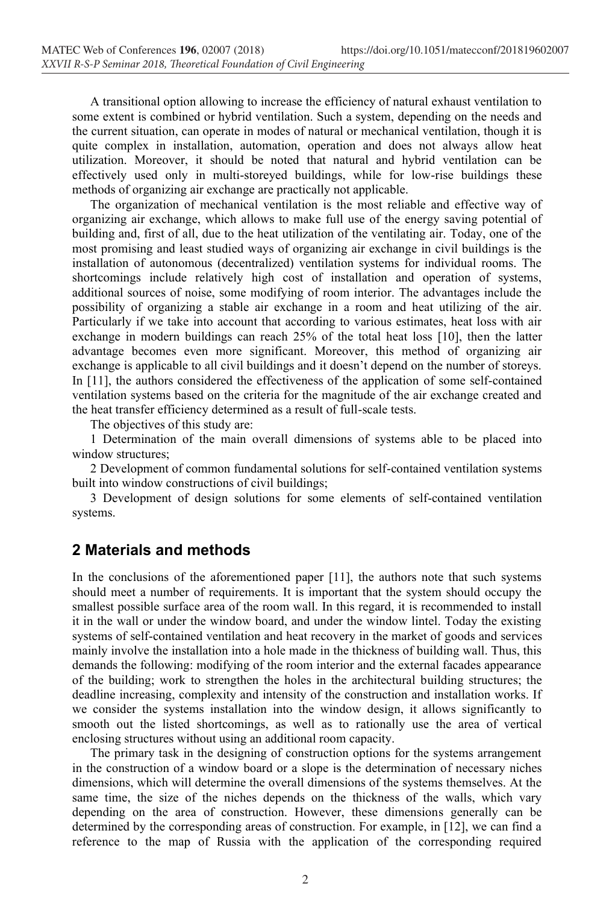A transitional option allowing to increase the efficiency of natural exhaust ventilation to some extent is combined or hybrid ventilation. Such a system, depending on the needs and the current situation, can operate in modes of natural or mechanical ventilation, though it is quite complex in installation, automation, operation and does not always allow heat utilization. Moreover, it should be noted that natural and hybrid ventilation can be effectively used only in multi-storeyed buildings, while for low-rise buildings these methods of organizing air exchange are practically not applicable.

The organization of mechanical ventilation is the most reliable and effective way of organizing air exchange, which allows to make full use of the energy saving potential of building and, first of all, due to the heat utilization of the ventilating air. Today, one of the most promising and least studied ways of organizing air exchange in civil buildings is the installation of autonomous (decentralized) ventilation systems for individual rooms. The shortcomings include relatively high cost of installation and operation of systems, additional sources of noise, some modifying of room interior. The advantages include the possibility of organizing a stable air exchange in a room and heat utilizing of the air. Particularly if we take into account that according to various estimates, heat loss with air exchange in modern buildings can reach 25% of the total heat loss [10], then the latter advantage becomes even more significant. Moreover, this method of organizing air exchange is applicable to all civil buildings and it doesn't depend on the number of storeys. In [11], the authors considered the effectiveness of the application of some self-contained ventilation systems based on the criteria for the magnitude of the air exchange created and the heat transfer efficiency determined as a result of full-scale tests.

The objectives of this study are:

1 Determination of the main overall dimensions of systems able to be placed into window structures;

2 Development of common fundamental solutions for self-contained ventilation systems built into window constructions of civil buildings;

3 Development of design solutions for some elements of self-contained ventilation systems.

## 2 Materials and methods

In the conclusions of the aforementioned paper [11], the authors note that such systems should meet a number of requirements. It is important that the system should occupy the smallest possible surface area of the room wall. In this regard, it is recommended to install it in the wall or under the window board, and under the window lintel. Today the existing systems of self-contained ventilation and heat recovery in the market of goods and services mainly involve the installation into a hole made in the thickness of building wall. Thus, this demands the following: modifying of the room interior and the external facades appearance of the building; work to strengthen the holes in the architectural building structures; the deadline increasing, complexity and intensity of the construction and installation works. If we consider the systems installation into the window design, it allows significantly to smooth out the listed shortcomings, as well as to rationally use the area of vertical enclosing structures without using an additional room capacity.

The primary task in the designing of construction options for the systems arrangement in the construction of a window board or a slope is the determination of necessary niches dimensions, which will determine the overall dimensions of the systems themselves. At the same time, the size of the niches depends on the thickness of the walls, which vary depending on the area of construction. However, these dimensions generally can be determined by the corresponding areas of construction. For example, in [12], we can find a reference to the map of Russia with the application of the corresponding required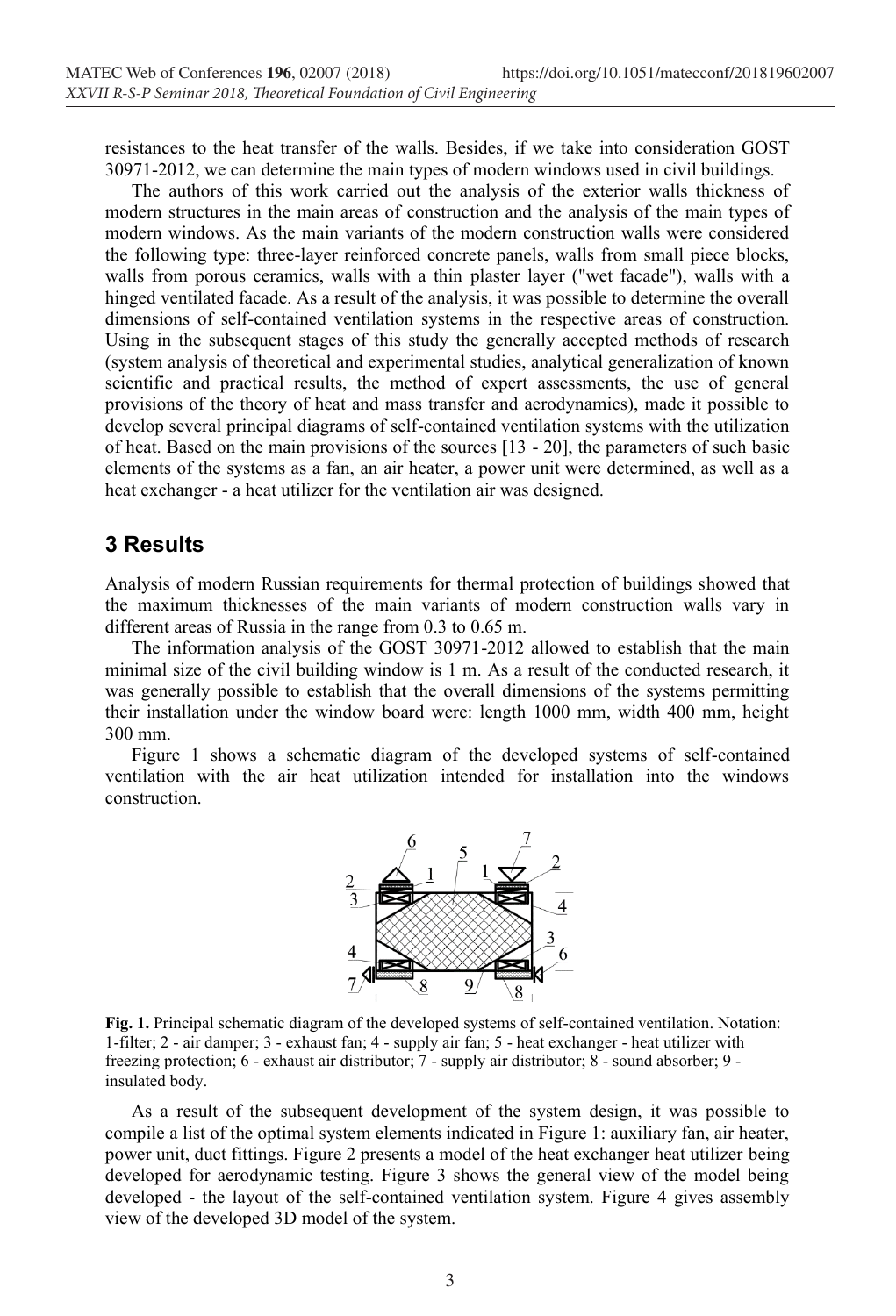resistances to the heat transfer of the walls. Besides, if we take into consideration GOST 30971-2012, we can determine the main types of modern windows used in civil buildings.

The authors of this work carried out the analysis of the exterior walls thickness of modern structures in the main areas of construction and the analysis of the main types of modern windows. As the main variants of the modern construction walls were considered the following type: three-layer reinforced concrete panels, walls from small piece blocks, walls from porous ceramics, walls with a thin plaster layer ("wet facade"), walls with a hinged ventilated facade. As a result of the analysis, it was possible to determine the overall dimensions of self-contained ventilation systems in the respective areas of construction. Using in the subsequent stages of this study the generally accepted methods of research (system analysis of theoretical and experimental studies, analytical generalization of known scientific and practical results, the method of expert assessments, the use of general provisions of the theory of heat and mass transfer and aerodynamics), made it possible to develop several principal diagrams of self-contained ventilation systems with the utilization of heat. Based on the main provisions of the sources [13 - 20], the parameters of such basic elements of the systems as a fan, an air heater, a power unit were determined, as well as a heat exchanger - a heat utilizer for the ventilation air was designed.

## 3 Results

Analysis of modern Russian requirements for thermal protection of buildings showed that the maximum thicknesses of the main variants of modern construction walls vary in different areas of Russia in the range from 0.3 to 0.65 m.

The information analysis of the GOST 30971-2012 allowed to establish that the main minimal size of the civil building window is 1 m. As a result of the conducted research, it was generally possible to establish that the overall dimensions of the systems permitting their installation under the window board were: length 1000 mm, width 400 mm, height 300 mm.

Figure 1 shows a schematic diagram of the developed systems of self-contained ventilation with the air heat utilization intended for installation into the windows construction.

**Fig. 1.** Principal schematic diagram of the developed systems of self-contained ventilation. Notation: 1-filter; 2 - air damper; 3 - exhaust fan; 4 - supply air fan; 5 - heat exchanger - heat utilizer with freezing protection; 6 - exhaust air distributor; 7 - supply air distributor; 8 - sound absorber; 9 - insulated body.

As a result of the subsequent development of the system design, it was possible to compile a list of the optimal system elements indicated in Figure 1: auxiliary fan, air heater, power unit, duct fittings. Figure 2 presents a model of the heat exchanger heat utilizer being developed for aerodynamic testing. Figure 3 shows the general view of the model being developed - the layout of the self-contained ventilation system. Figure 4 gives assembly view of the developed 3D model of the system.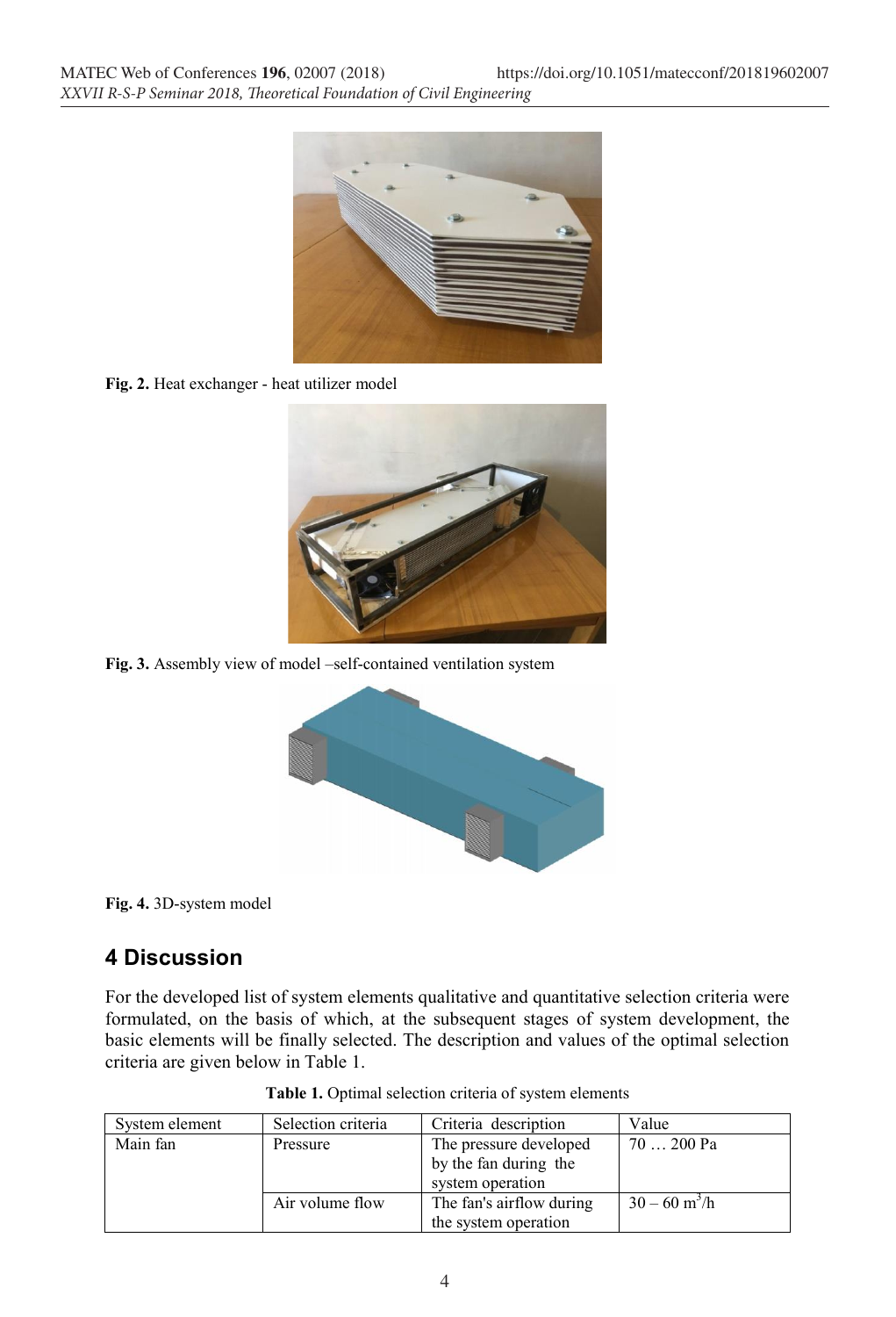Fig. 2. Heat exchanger - heat utilizer model

Fig. 3. Assembly view of model –self-contained ventilation system

Fig. 4. 3D-system model

## 4 Discussion

For the developed list of system elements qualitative and quantitative selection criteria were formulated, on the basis of which, at the subsequent stages of system development, the basic elements will be finally selected. The description and values of the optimal selection criteria are given below in Table 1.

**Table 1.** Optimal selection criteria of system elements

| System element | Selection criteria | Criteria description | Value |
|---|---|---|---|
| Main fan | Pressure | The pressure developed by the fan during the system operation | 70 … 200 Pa |
| | Air volume flow | The fan's airflow during the system operation | 30 – 60 $m^3/h$ |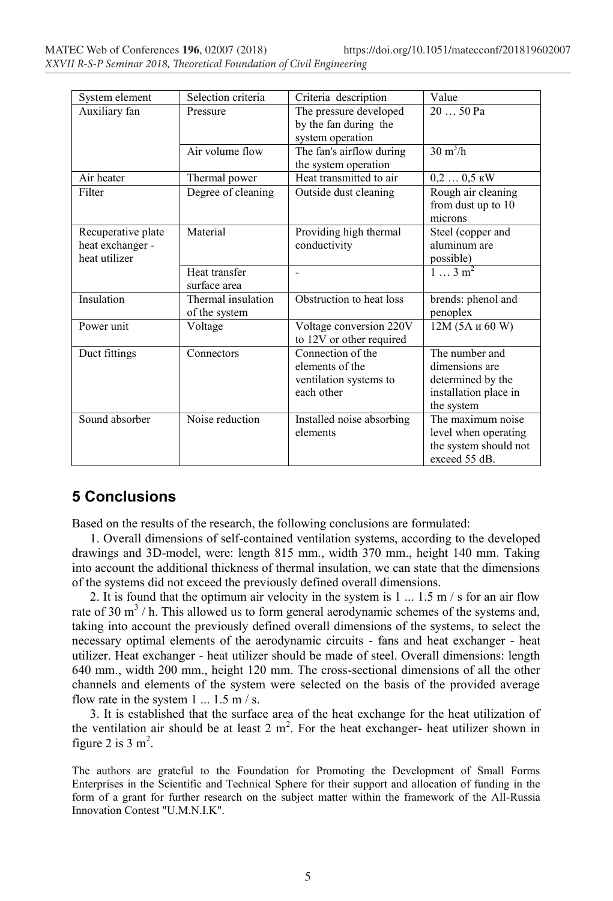| System element | Selection criteria | Criteria description | Value |
|---|---|---|---|
| Auxiliary fan | Pressure | The pressure developed by the fan during the system operation | 20 … 50 Pa |
| | Air volume flow | The fan's airflow during the system operation | 30 $m^3$/h |
| Air heater | Thermal power | Heat transmitted to air | 0,2 … 0,5 кW |
| Filter | Degree of cleaning | Outside dust cleaning | Rough air cleaning from dust up to 10 microns |
| Recuperative plate heat exchanger - heat utilizer | Material | Providing high thermal conductivity | Steel (copper and aluminum are possible) |
| | Heat transfer surface area | - | 1 … 3 $m^2$ |
| Insulation | Thermal insulation of the system | Obstruction to heat loss | brends: phenol and penoplex |
| Power unit | Voltage | Voltage conversion 220V to 12V or other required | 12M (5A и 60 W) |
| Duct fittings | Connectors | Connection of the elements of the ventilation systems to each other | The number and dimensions are determined by the installation place in the system |
| Sound absorber | Noise reduction | Installed noise absorbing elements | The maximum noise level when operating the system should not exceed 55 dB. |

## 5 Conclusions

Based on the results of the research, the following conclusions are formulated:

1. Overall dimensions of self-contained ventilation systems, according to the developed drawings and 3D-model, were: length 815 mm., width 370 mm., height 140 mm. Taking into account the additional thickness of thermal insulation, we can state that the dimensions of the systems did not exceed the previously defined overall dimensions.

2. It is found that the optimum air velocity in the system is 1 ... 1.5 m / s for an air flow rate of 30 $m^3$ / h. This allowed us to form general aerodynamic schemes of the systems and, taking into account the previously defined overall dimensions of the systems, to select the necessary optimal elements of the aerodynamic circuits - fans and heat exchanger - heat utilizer. Heat exchanger - heat utilizer should be made of steel. Overall dimensions: length 640 mm., width 200 mm., height 120 mm. The cross-sectional dimensions of all the other channels and elements of the system were selected on the basis of the provided average flow rate in the system 1 ... 1.5 m / s.

3. It is established that the surface area of the heat exchange for the heat utilization of the ventilation air should be at least 2 $m^2$. For the heat exchanger- heat utilizer shown in figure 2 is 3 $m^2$.

The authors are grateful to the Foundation for Promoting the Development of Small Forms Enterprises in the Scientific and Technical Sphere for their support and allocation of funding in the form of a grant for further research on the subject matter within the framework of the All-Russia Innovation Contest "U.M.N.I.K".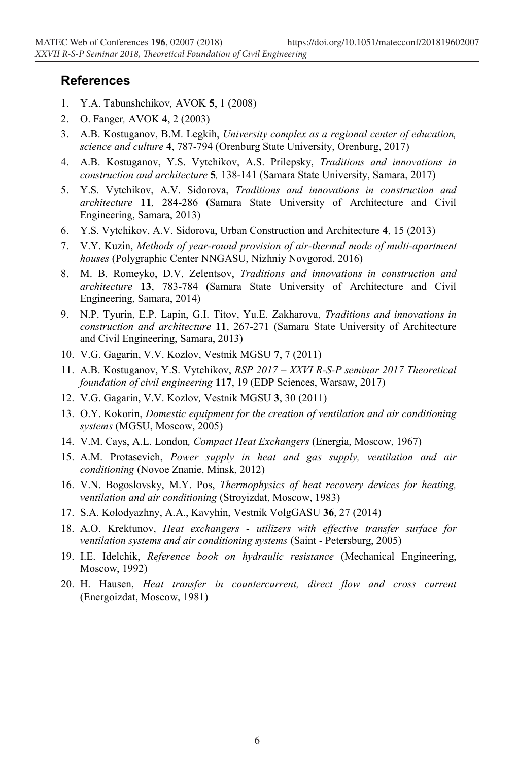## References

1. Y.A. Tabunshchikov*,* AVOK **5**, 1 (2008)
2. O. Fanger*,* AVOK **4**, 2 (2003)
3. A.B. Kostuganov, B.M. Legkih, *University complex as a regional center of education, science and culture* **4**, 787-794 (Orenburg State University, Orenburg, 2017)
4. A.B. Kostuganov, Y.S. Vytchikov, A.S. Prilepsky, *Traditions and innovations in construction and architecture* **5***,* 138-141 (Samara State University, Samara, 2017)
5. Y.S. Vytchikov, A.V. Sidorova, *Traditions and innovations in construction and architecture* **11***,* 284-286 (Samara State University of Architecture and Civil Engineering, Samara, 2013)
6. Y.S. Vytchikov, A.V. Sidorova, Urban Construction and Architecture **4**, 15 (2013)
7. V.Y. Kuzin, *Methods of year-round provision of air-thermal mode of multi-apartment houses* (Polygraphic Center NNGASU, Nizhniy Novgorod, 2016)
8. M. B. Romeyko, D.V. Zelentsov, *Traditions and innovations in construction and architecture* **13**, 783-784 (Samara State University of Architecture and Civil Engineering, Samara, 2014)
9. N.P. Tyurin, E.P. Lapin, G.I. Titov, Yu.E. Zakharova, *Traditions and innovations in construction and architecture* **11**, 267-271 (Samara State University of Architecture and Civil Engineering, Samara, 2013)
10. V.G. Gagarin, V.V. Kozlov, Vestnik MGSU **7**, 7 (2011)
11. A.B. Kostuganov, Y.S. Vytchikov, *RSP 2017 – XXVI R-S-P seminar 2017 Theoretical foundation of civil engineering* **117**, 19 (EDP Sciences, Warsaw, 2017)
12. V.G. Gagarin, V.V. Kozlov*,* Vestnik MGSU **3**, 30 (2011)
13. O.Y. Kokorin, *Domestic equipment for the creation of ventilation and air conditioning systems* (MGSU, Moscow, 2005)
14. V.M. Cays, A.L. London*, Compact Heat Exchangers* (Energia, Moscow, 1967)
15. A.M. Protasevich, *Power supply in heat and gas supply, ventilation and air conditioning* (Novoe Znanie, Minsk, 2012)
16. V.N. Bogoslovsky, M.Y. Pos, *Thermophysics of heat recovery devices for heating, ventilation and air conditioning* (Stroyizdat, Moscow, 1983)
17. S.A. Kolodyazhny, A.A., Kavyhin, Vestnik VolgGASU **36**, 27 (2014)
18. A.O. Krektunov, *Heat exchangers - utilizers with effective transfer surface for ventilation systems and air conditioning systems* (Saint - Petersburg, 2005)
19. I.E. Idelchik, *Reference book on hydraulic resistance* (Mechanical Engineering, Moscow, 1992)
20. H. Hausen, *Heat transfer in countercurrent, direct flow and cross current* (Energoizdat, Moscow, 1981)